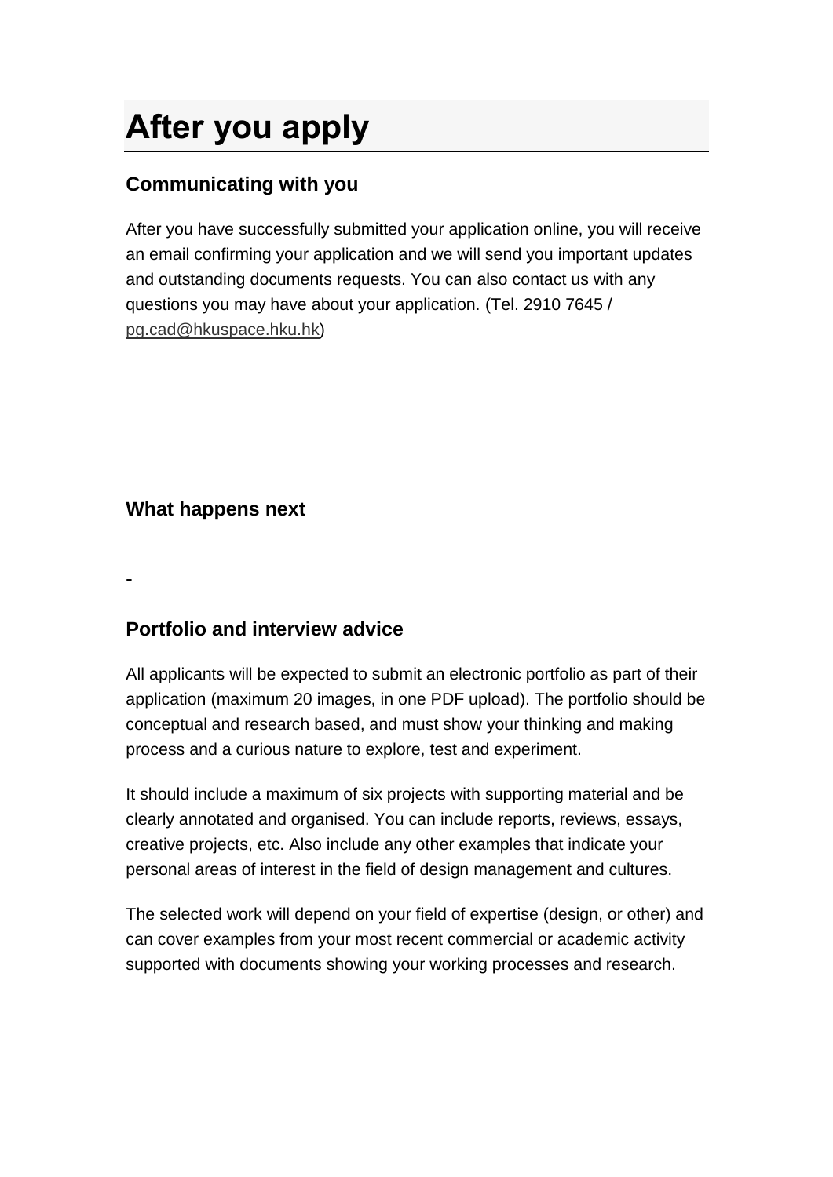# After you apply

## Communicating with you

After you have successfully submitted your application online, you will receive an email confirming your application and we will send you important updates and outstanding documents requests. You can also contact us with any questions you may have about your application. (Tel. 2910 7645 / pg.cad@hkuspace.hku.hk)

## What happens next

-

## Portfolio and interview advice

All applicants will be expected to submit an electronic portfolio as part of their application (maximum 20 images, in one PDF upload). The portfolio should be conceptual and research based, and must show your thinking and making process and a curious nature to explore, test and experiment.

It should include a maximum of six projects with supporting material and be clearly annotated and organised. You can include reports, reviews, essays, creative projects, etc. Also include any other examples that indicate your personal areas of interest in the field of design management and cultures.

The selected work will depend on your field of expertise (design, or other) and can cover examples from your most recent commercial or academic activity supported with documents showing your working processes and research.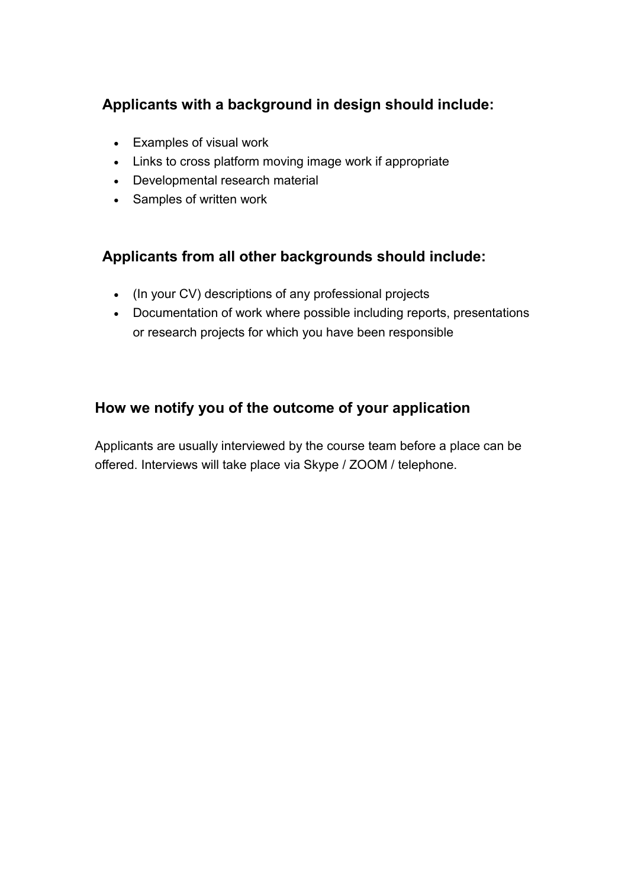### Applicants with a background in design should include:

- Examples of visual work
- Links to cross platform moving image work if appropriate
- Developmental research material
- Samples of written work

### Applicants from all other backgrounds should include:

- (In your CV) descriptions of any professional projects
- Documentation of work where possible including reports, presentations or research projects for which you have been responsible

### How we notify you of the outcome of your application

Applicants are usually interviewed by the course team before a place can be offered. Interviews will take place via Skype / ZOOM / telephone.